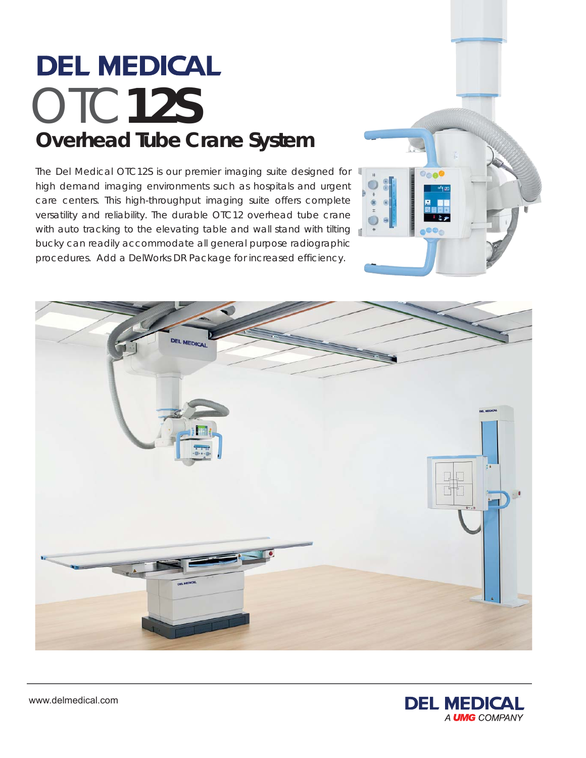# DEL MEDICAL

# OTC 12S

## Overhead Tube Crane System

The Del Medical OTC12S is our premier imaging suite designed for high demand imaging environments such as hospitals and urgent care centers. This high-throughput imaging suite offers complete versatility and reliability. The durable OTC12 overhead tube crane with auto tracking to the elevating table and wall stand with tilting bucky can readily accommodate all general purpose radiographic procedures. Add a DelWorks DR Package for increased efficiency.

www.delmedical.com

DEL MEDICAL
*A UMG COMPANY*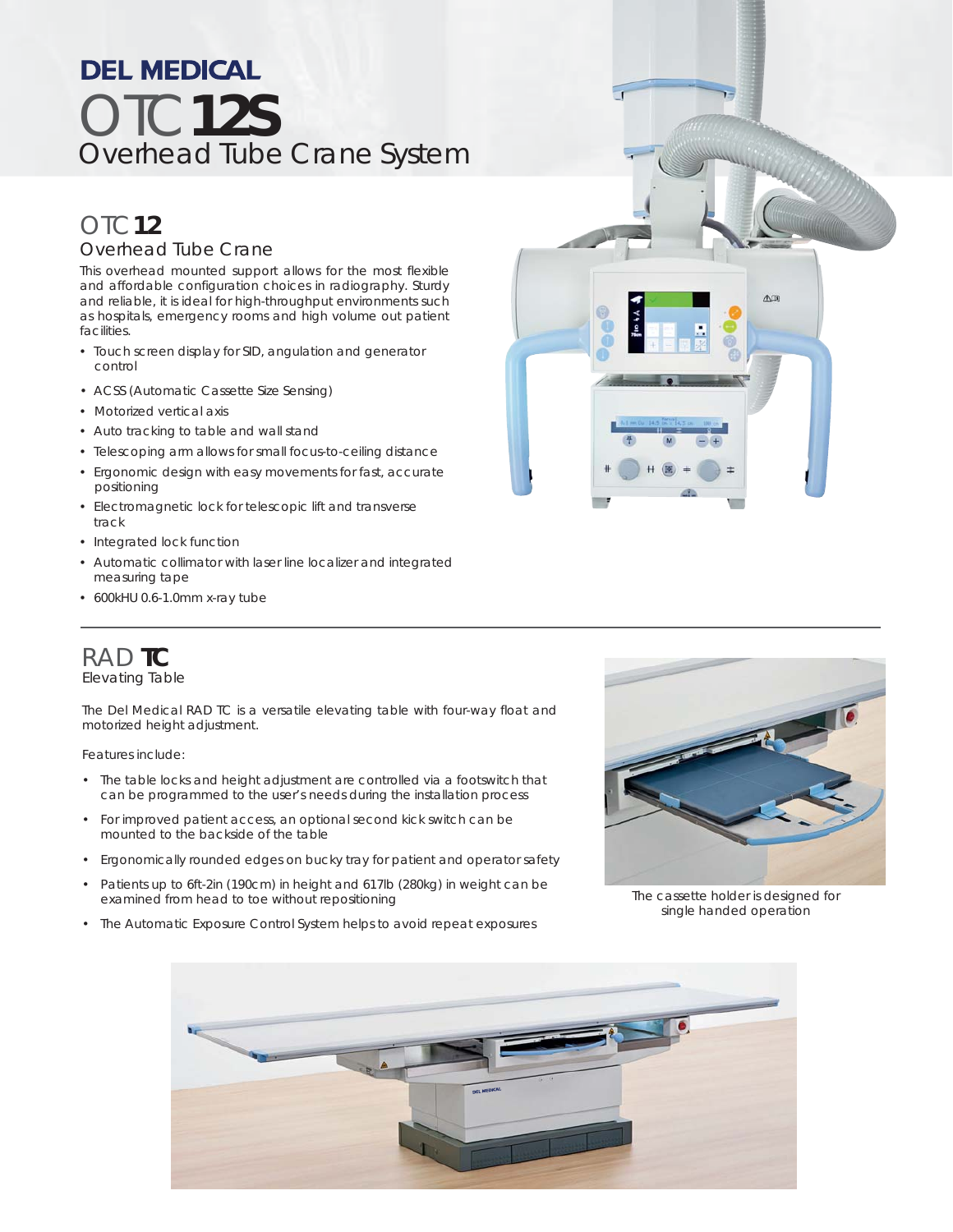# DEL MEDICAL

# OTC 12S

## Overhead Tube Crane System

## OTC 12

### Overhead Tube Crane

This overhead mounted support allows for the most flexible and affordable configuration choices in radiography. Sturdy and reliable, it is ideal for high-throughput environments such as hospitals, emergency rooms and high volume out patient facilities.

- Touch screen display for SID, angulation and generator control
- ACSS (Automatic Cassette Size Sensing)
- Motorized vertical axis
- Auto tracking to table and wall stand
- Telescoping arm allows for small focus-to-ceiling distance
- Ergonomic design with easy movements for fast, accurate positioning
- Electromagnetic lock for telescopic lift and transverse track
- Integrated lock function
- Automatic collimator with laser line localizer and integrated measuring tape
- 600kHU 0.6-1.0mm x-ray tube

## RAD TC

### Elevating Table

The Del Medical RAD TC is a versatile elevating table with four-way float and motorized height adjustment.

Features include:

- The table locks and height adjustment are controlled via a footswitch that can be programmed to the user's needs during the installation process
- For improved patient access, an optional second kick switch can be mounted to the backside of the table
- Ergonomically rounded edges on bucky tray for patient and operator safety
- Patients up to 6ft-2in (190cm) in height and 617lb (280kg) in weight can be examined from head to toe without repositioning
- The Automatic Exposure Control System helps to avoid repeat exposures

The cassette holder is designed for single handed operation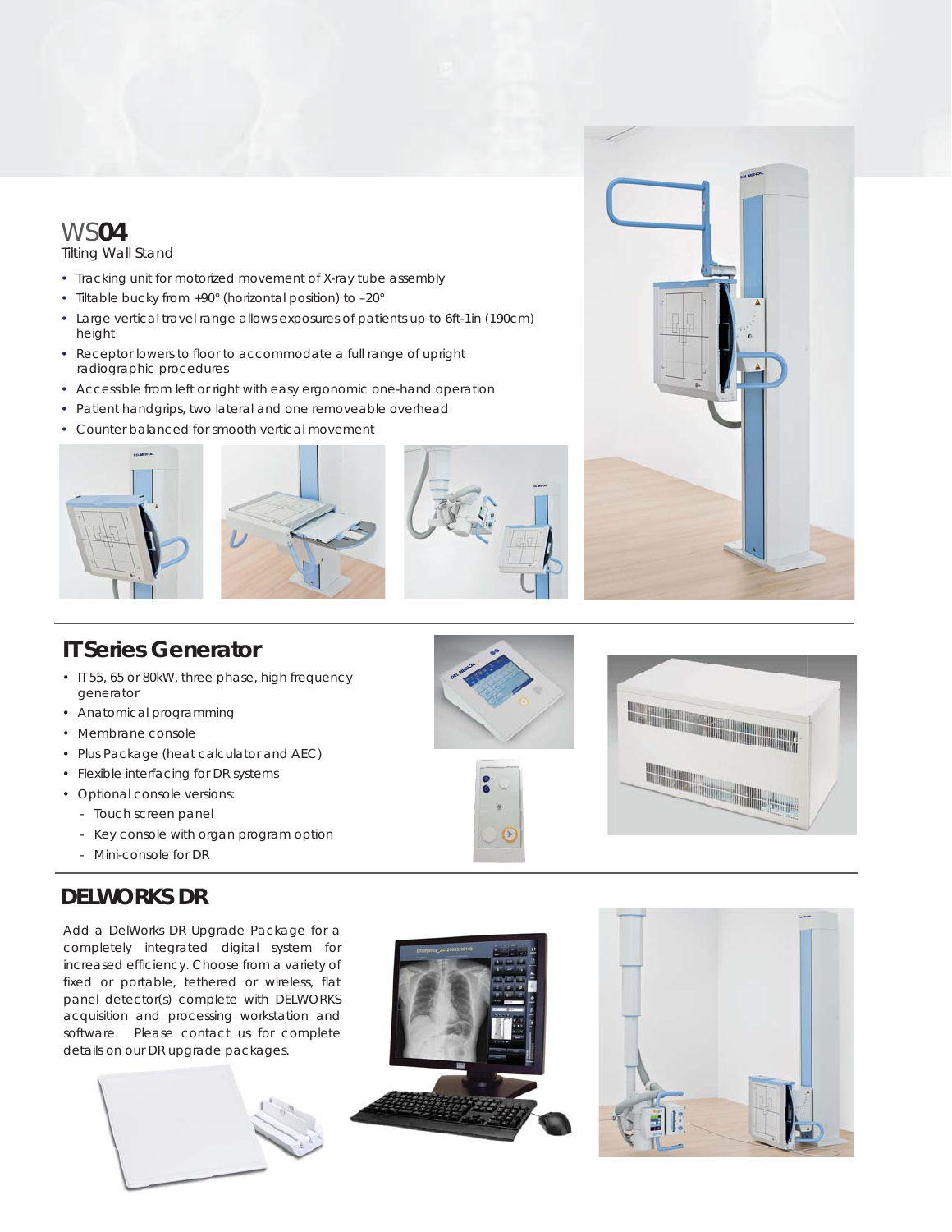# WS04

Tilting Wall Stand

- Tracking unit for motorized movement of X-ray tube assembly
- Tiltable bucky from +90° (horizontal position) to –20°
- Large vertical travel range allows exposures of patients up to 6ft-1in (190cm) height
- Receptor lowers to floor to accommodate a full range of upright radiographic procedures
- Accessible from left or right with easy ergonomic one-hand operation
- Patient handgrips, two lateral and one removeable overhead
- Counter balanced for smooth vertical movement

## IT Series Generator

- IT 55, 65 or 80kW, three phase, high frequency generator
- Anatomical programming
- Membrane console
- Plus Package (heat calculator and AEC)
- Flexible interfacing for DR systems
- Optional console versions:
  - Touch screen panel
  - Key console with organ program option
  - Mini-console for DR

## DELWORKS DR

Add a DelWorks DR Upgrade Package for a completely integrated digital system for increased efficiency. Choose from a variety of fixed or portable, tethered or wireless, flat panel detector(s) complete with DELWORKS acquisition and processing workstation and software. Please contact us for complete details on our DR upgrade packages.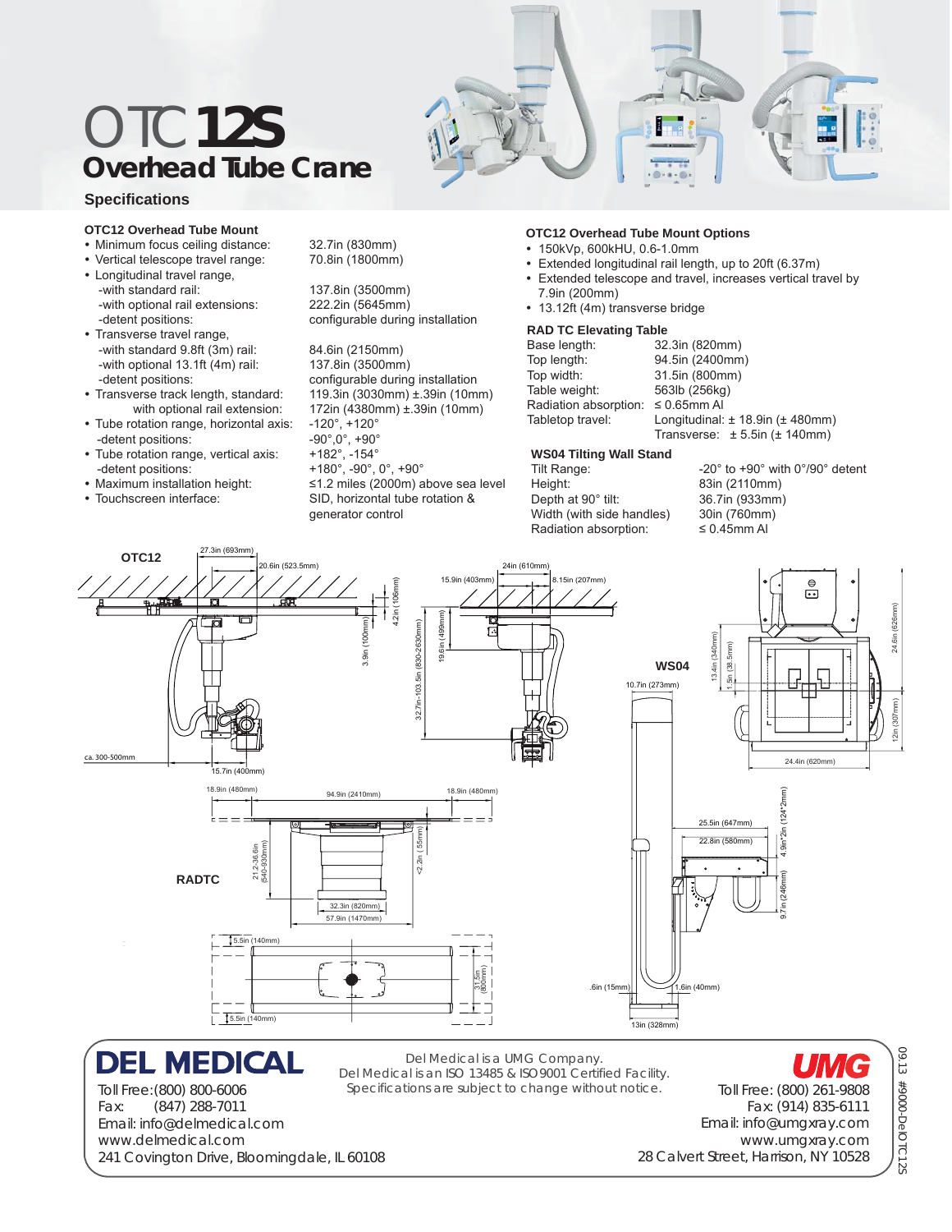# OTC 12S
## Overhead Tube Crane

### Specifications

#### OTC12 Overhead Tube Mount

| | |
|---|---|
| • Minimum focus ceiling distance: | 32.7in (830mm) |
| • Vertical telescope travel range: | 70.8in (1800mm) |
| • Longitudinal travel range, | |
| -with standard rail: | 137.8in (3500mm) |
| -with optional rail extensions: | 222.2in (5645mm) |
| -detent positions: | configurable during installation |
| • Transverse travel range, | |
| -with standard 9.8ft (3m) rail: | 84.6in (2150mm) |
| -with optional 13.1ft (4m) rail: | 137.8in (3500mm) |
| -detent positions: | configurable during installation |
| • Transverse track length, standard: | 119.3in (3030mm) ±.39in (10mm) |
| with optional rail extension: | 172in (4380mm) ±.39in (10mm) |
| • Tube rotation range, horizontal axis: | -120°, +120° |
| -detent positions: | -90°,0°, +90° |
| • Tube rotation range, vertical axis: | +182°, -154° |
| -detent positions: | +180°, -90°, 0°, +90° |
| • Maximum installation height: | ≤1.2 miles (2000m) above sea level |
| • Touchscreen interface: | SID, horizontal tube rotation & generator control |

#### OTC12 Overhead Tube Mount Options

- 150kVp, 600kHU, 0.6-1.0mm
- Extended longitudinal rail length, up to 20ft (6.37m)
- Extended telescope and travel, increases vertical travel by 7.9in (200mm)
- 13.12ft (4m) transverse bridge

#### RAD TC Elevating Table

| | |
|---|---|
| Base length: | 32.3in (820mm) |
| Top length: | 94.5in (2400mm) |
| Top width: | 31.5in (800mm) |
| Table weight: | 563lb (256kg) |
| Radiation absorption: | ≤ 0.65mm Al |
| Tabletop travel: | Longitudinal: ± 18.9in (± 480mm) |
| | Transverse: ± 5.5in (± 140mm) |

#### WS04 Tilting Wall Stand

| | |
|---|---|
| Tilt Range: | -20° to +90° with 0°/90° detent |
| Height: | 83in (2110mm) |
| Depth at 90° tilt: | 36.7in (933mm) |
| Width (with side handles) | 30in (760mm) |
| Radiation absorption: | ≤ 0.45mm Al |

OTC12
27.3in (693mm)
20.6in (523.5mm)
4.2in (106mm)
3.9in (100mm)
32.7in-103.5in (830-2630mm)
19.6in (499mm)
15.9in (403mm)
24in (610mm)
8.15in (207mm)
ca. 300-500mm
15.7in (400mm)

WS04
10.7in (273mm)
13.4in (340mm)
1.5in (38.5mm)
24.6in (626mm)
12in (307mm)
24.4in (620mm)
25.5in (647mm)
22.8in (580mm)
4.9in*2in (124*2mm)
9.7in (246mm)
.6in (15mm)
1.6in (40mm)
13in (328mm)

RADTC
18.9in (480mm)
94.9in (2410mm)
18.9in (480mm)
21.2-36.6in (540-930mm)
<2.2in (55mm)
32.3in (820mm)
57.9in (1470mm)
5.5in (140mm)
31.5in (800mm)
5.5in (140mm)

**DEL MEDICAL**
Toll Free:(800) 800-6006
Fax: (847) 288-7011
Email: info@delmedical.com
www.delmedical.com
241 Covington Drive, Bloomingdale, IL 60108

Del Medical is a UMG Company.
Del Medical is an ISO 13485 & ISO 9001 Certified Facility.
Specifications are subject to change without notice.

**UMG**
Toll Free: (800) 261-9808
Fax: (914) 835-6111
Email: info@umgxray.com
www.umgxray.com
28 Calvert Street, Harrison, NY 10528

09.13 #9000-DelOTC12S